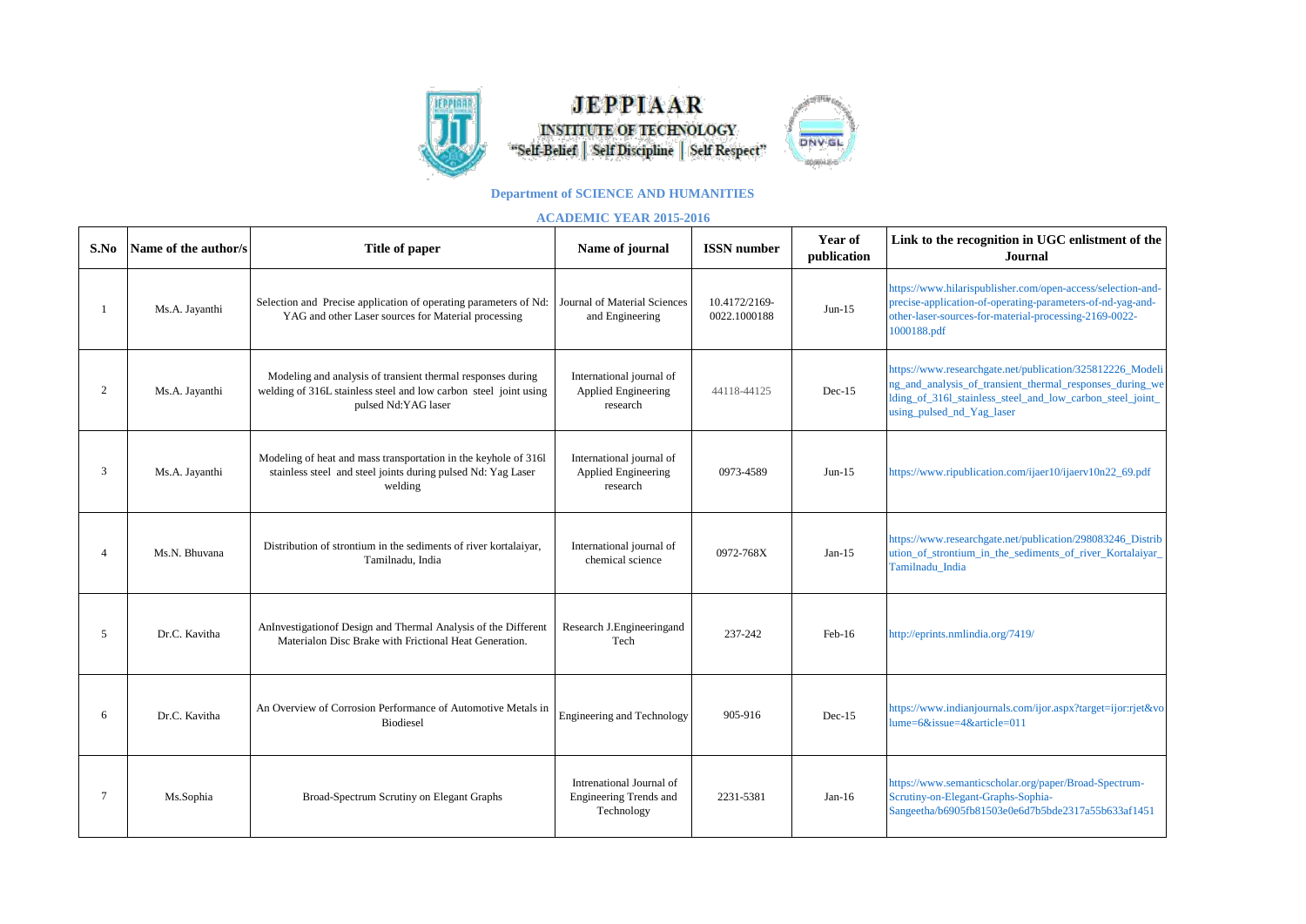# JEPPIAAR INSTITUTE OF TECHNOLOGY

"Self-Belief | Self Discipline | Self Respect"

## Department of SCIENCE AND HUMANITIES

### ACADEMIC YEAR 2015-2016

| S.No | Name of the author/s | Title of paper | Name of journal | ISSN number | Year of publication | Link to the recognition in UGC enlistment of the Journal |
|---|---|---|---|---|---|---|
| 1 | Ms.A. Jayanthi | Selection and Precise application of operating parameters of Nd: YAG and other Laser sources for Material processing | Journal of Material Sciences and Engineering | 10.4172/2169-0022.1000188 | Jun-15 | https://www.hilarispublisher.com/open-access/selection-and-precise-application-of-operating-parameters-of-nd-yag-and-other-laser-sources-for-material-processing-2169-0022-1000188.pdf |
| 2 | Ms.A. Jayanthi | Modeling and analysis of transient thermal responses during welding of 316L stainless steel and low carbon steel joint using pulsed Nd:YAG laser | International journal of Applied Engineering research | 44118-44125 | Dec-15 | https://www.researchgate.net/publication/325812226_Modeling_and_analysis_of_transient_thermal_responses_during_welding_of_316l_stainless_steel_and_low_carbon_steel_joint_using_pulsed_nd_Yag_laser |
| 3 | Ms.A. Jayanthi | Modeling of heat and mass transportation in the keyhole of 316l stainless steel and steel joints during pulsed Nd: Yag Laser welding | International journal of Applied Engineering research | 0973-4589 | Jun-15 | https://www.ripublication.com/ijaer10/ijaerv10n22_69.pdf |
| 4 | Ms.N. Bhuvana | Distribution of strontium in the sediments of river kortalaiyar, Tamilnadu, India | International journal of chemical science | 0972-768X | Jan-15 | https://www.researchgate.net/publication/298083246_Distribution_of_strontium_in_the_sediments_of_river_Kortalaiyar_Tamilnadu_India |
| 5 | Dr.C. Kavitha | AnInvestigationof Design and Thermal Analysis of the Different Materialon Disc Brake with Frictional Heat Generation. | Research J.Engineeringand Tech | 237-242 | Feb-16 | http://eprints.nmlindia.org/7419/ |
| 6 | Dr.C. Kavitha | An Overview of Corrosion Performance of Automotive Metals in Biodiesel | Engineering and Technology | 905-916 | Dec-15 | https://www.indianjournals.com/ijor.aspx?target=ijor:rjet&volume=6&issue=4&article=011 |
| 7 | Ms.Sophia | Broad-Spectrum Scrutiny on Elegant Graphs | Intrenational Journal of Engineering Trends and Technology | 2231-5381 | Jan-16 | https://www.semanticscholar.org/paper/Broad-Spectrum-Scrutiny-on-Elegant-Graphs-Sophia-Sangeetha/b6905fb81503e0e6d7b5bde2317a55b633af1451 |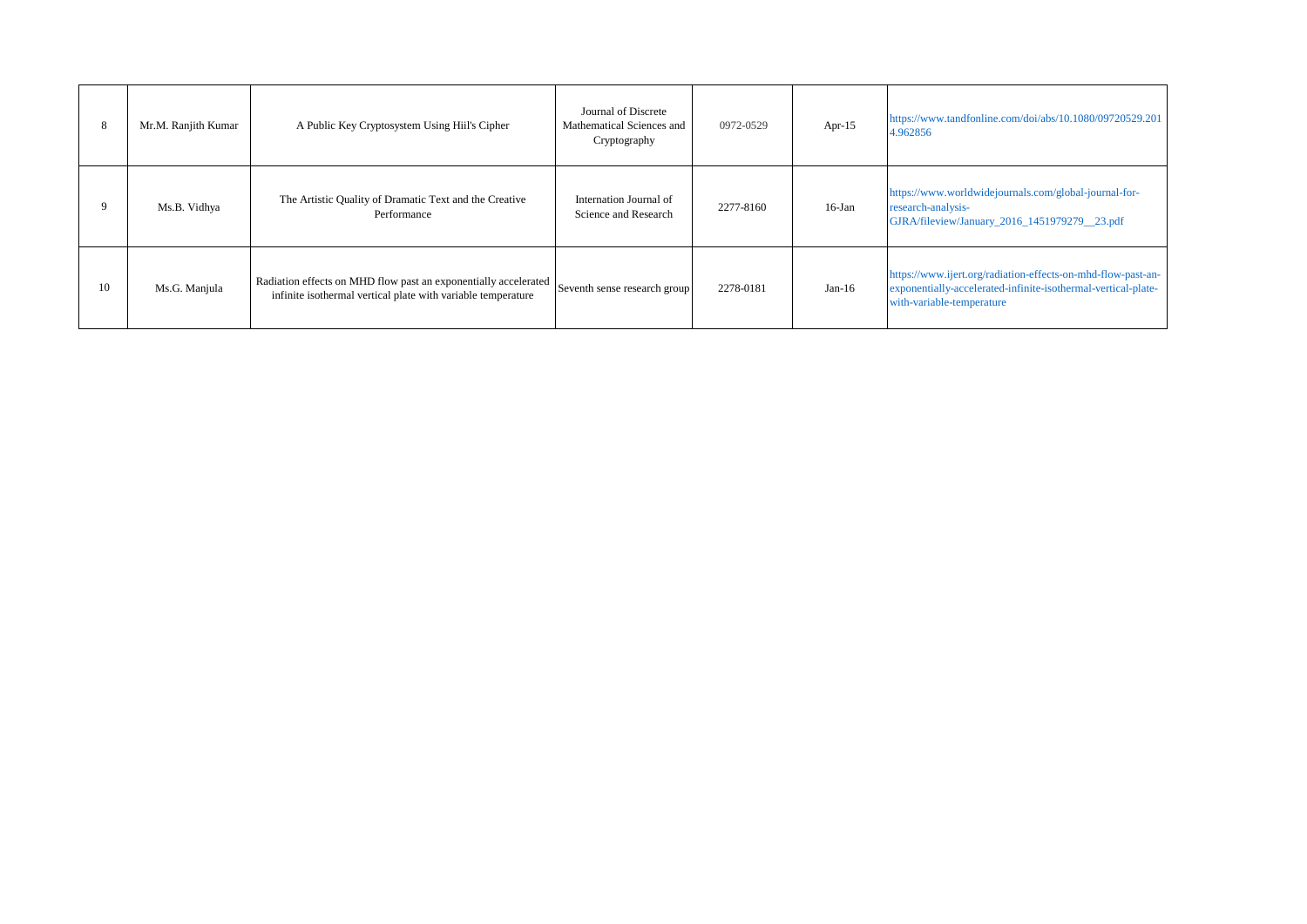| | | | | | | |
|---|---|---|---|---|---|---|
| 8 | Mr.M. Ranjith Kumar | A Public Key Cryptosystem Using Hiil's Cipher | Journal of Discrete Mathematical Sciences and Cryptography | 0972-0529 | Apr-15 | https://www.tandfonline.com/doi/abs/10.1080/09720529.2014.962856 |
| 9 | Ms.B. Vidhya | The Artistic Quality of Dramatic Text and the Creative Performance | Internation Journal of Science and Research | 2277-8160 | 16-Jan | https://www.worldwidejournals.com/global-journal-for-research-analysis-GJRA/fileview/January_2016_1451979279__23.pdf |
| 10 | Ms.G. Manjula | Radiation effects on MHD flow past an exponentially accelerated infinite isothermal vertical plate with variable temperature | Seventh sense research group | 2278-0181 | Jan-16 | https://www.ijert.org/radiation-effects-on-mhd-flow-past-an-exponentially-accelerated-infinite-isothermal-vertical-plate-with-variable-temperature |